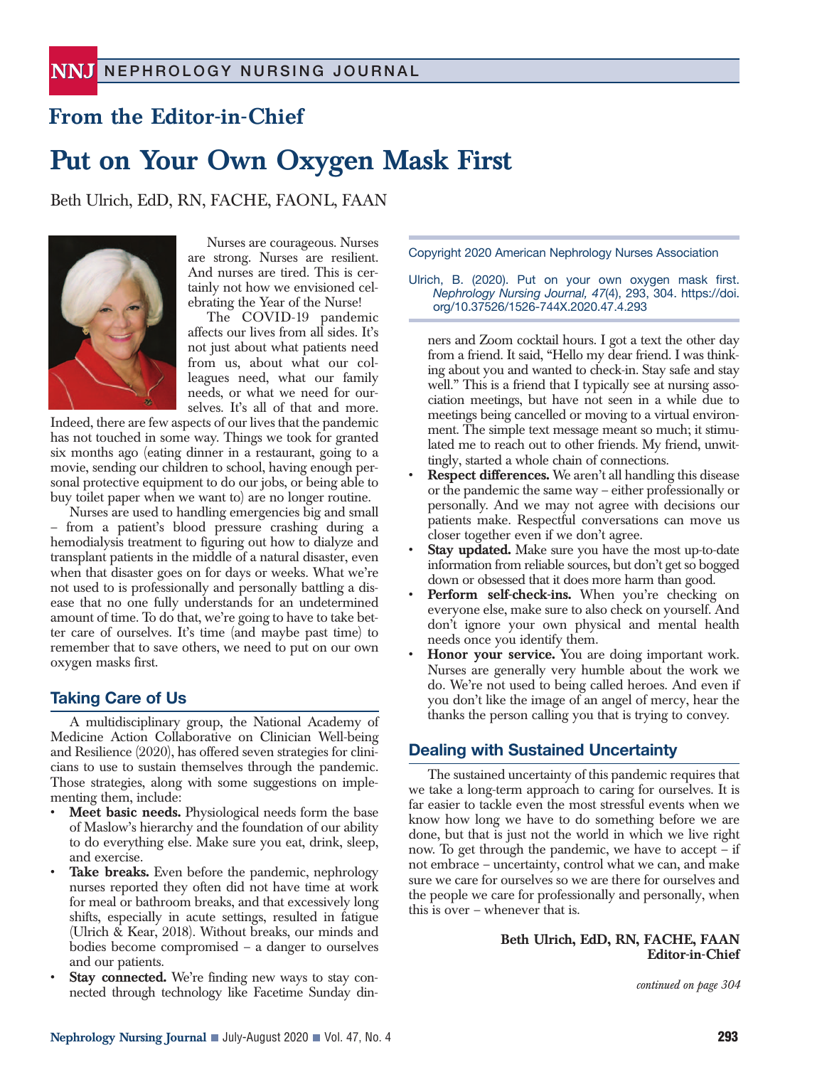## From the Editor-in-Chief

# Put on Your Own Oxygen Mask First

Beth Ulrich, EdD, RN, FACHE, FAONL, FAAN

Copyright 2020 American Nephrology Nurses Association

Ulrich, B. (2020). Put on your own oxygen mask first. *Nephrology Nursing Journal, 47*(4), 293, 304. https://doi.org/10.37526/1526-744X.2020.47.4.293

Nurses are courageous. Nurses are strong. Nurses are resilient. And nurses are tired. This is certainly not how we envisioned celebrating the Year of the Nurse!

The COVID-19 pandemic affects our lives from all sides. It's not just about what patients need from us, about what our colleagues need, what our family needs, or what we need for ourselves. It's all of that and more. Indeed, there are few aspects of our lives that the pandemic has not touched in some way. Things we took for granted six months ago (eating dinner in a restaurant, going to a movie, sending our children to school, having enough personal protective equipment to do our jobs, or being able to buy toilet paper when we want to) are no longer routine.

Nurses are used to handling emergencies big and small – from a patient's blood pressure crashing during a hemodialysis treatment to figuring out how to dialyze and transplant patients in the middle of a natural disaster, even when that disaster goes on for days or weeks. What we're not used to is professionally and personally battling a disease that no one fully understands for an undetermined amount of time. To do that, we're going to have to take better care of ourselves. It's time (and maybe past time) to remember that to save others, we need to put on our own oxygen masks first.

## Taking Care of Us

A multidisciplinary group, the National Academy of Medicine Action Collaborative on Clinician Well-being and Resilience (2020), has offered seven strategies for clinicians to use to sustain themselves through the pandemic. Those strategies, along with some suggestions on implementing them, include:

- **Meet basic needs.** Physiological needs form the base of Maslow's hierarchy and the foundation of our ability to do everything else. Make sure you eat, drink, sleep, and exercise.
- **Take breaks.** Even before the pandemic, nephrology nurses reported they often did not have time at work for meal or bathroom breaks, and that excessively long shifts, especially in acute settings, resulted in fatigue (Ulrich & Kear, 2018). Without breaks, our minds and bodies become compromised – a danger to ourselves and our patients.
- **Stay connected.** We're finding new ways to stay connected through technology like Facetime Sunday dinners and Zoom cocktail hours. I got a text the other day from a friend. It said, "Hello my dear friend. I was thinking about you and wanted to check-in. Stay safe and stay well." This is a friend that I typically see at nursing association meetings, but have not seen in a while due to meetings being cancelled or moving to a virtual environment. The simple text message meant so much; it stimulated me to reach out to other friends. My friend, unwittingly, started a whole chain of connections.
- **Respect differences.** We aren't all handling this disease or the pandemic the same way – either professionally or personally. And we may not agree with decisions our patients make. Respectful conversations can move us closer together even if we don't agree.
- **Stay updated.** Make sure you have the most up-to-date information from reliable sources, but don't get so bogged down or obsessed that it does more harm than good.
- **Perform self-check-ins.** When you're checking on everyone else, make sure to also check on yourself. And don't ignore your own physical and mental health needs once you identify them.
- **Honor your service.** You are doing important work. Nurses are generally very humble about the work we do. We're not used to being called heroes. And even if you don't like the image of an angel of mercy, hear the thanks the person calling you that is trying to convey.

## Dealing with Sustained Uncertainty

The sustained uncertainty of this pandemic requires that we take a long-term approach to caring for ourselves. It is far easier to tackle even the most stressful events when we know how long we have to do something before we are done, but that is just not the world in which we live right now. To get through the pandemic, we have to accept – if not embrace – uncertainty, control what we can, and make sure we care for ourselves so we are there for ourselves and the people we care for professionally and personally, when this is over – whenever that is.

**Beth Ulrich, EdD, RN, FACHE, FAAN**
**Editor-in-Chief**

*continued on page 304*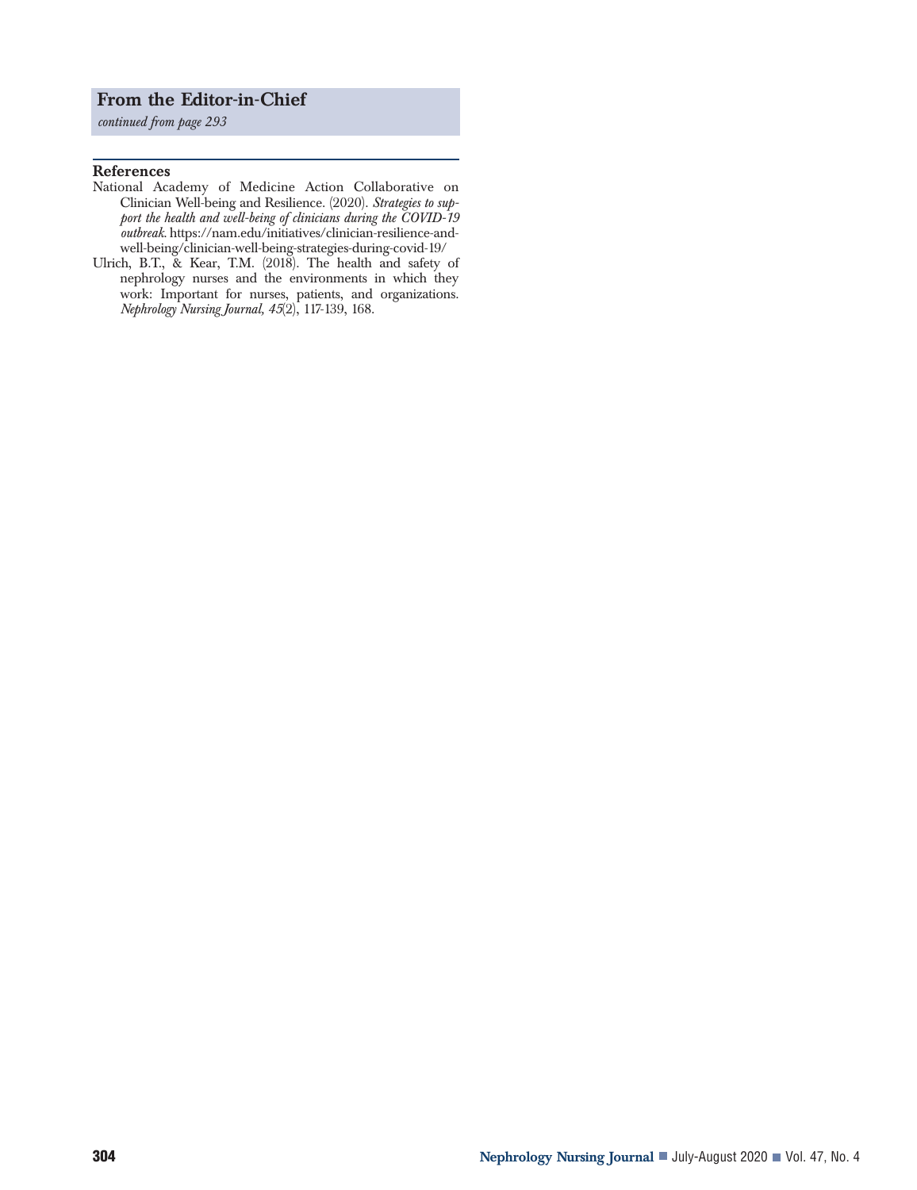## From the Editor-in-Chief

*continued from page 293*

### References

National Academy of Medicine Action Collaborative on Clinician Well-being and Resilience. (2020). *Strategies to support the health and well-being of clinicians during the COVID-19 outbreak*. https://nam.edu/initiatives/clinician-resilience-and-well-being/clinician-well-being-strategies-during-covid-19/

Ulrich, B.T., & Kear, T.M. (2018). The health and safety of nephrology nurses and the environments in which they work: Important for nurses, patients, and organizations. *Nephrology Nursing Journal, 45*(2), 117-139, 168.